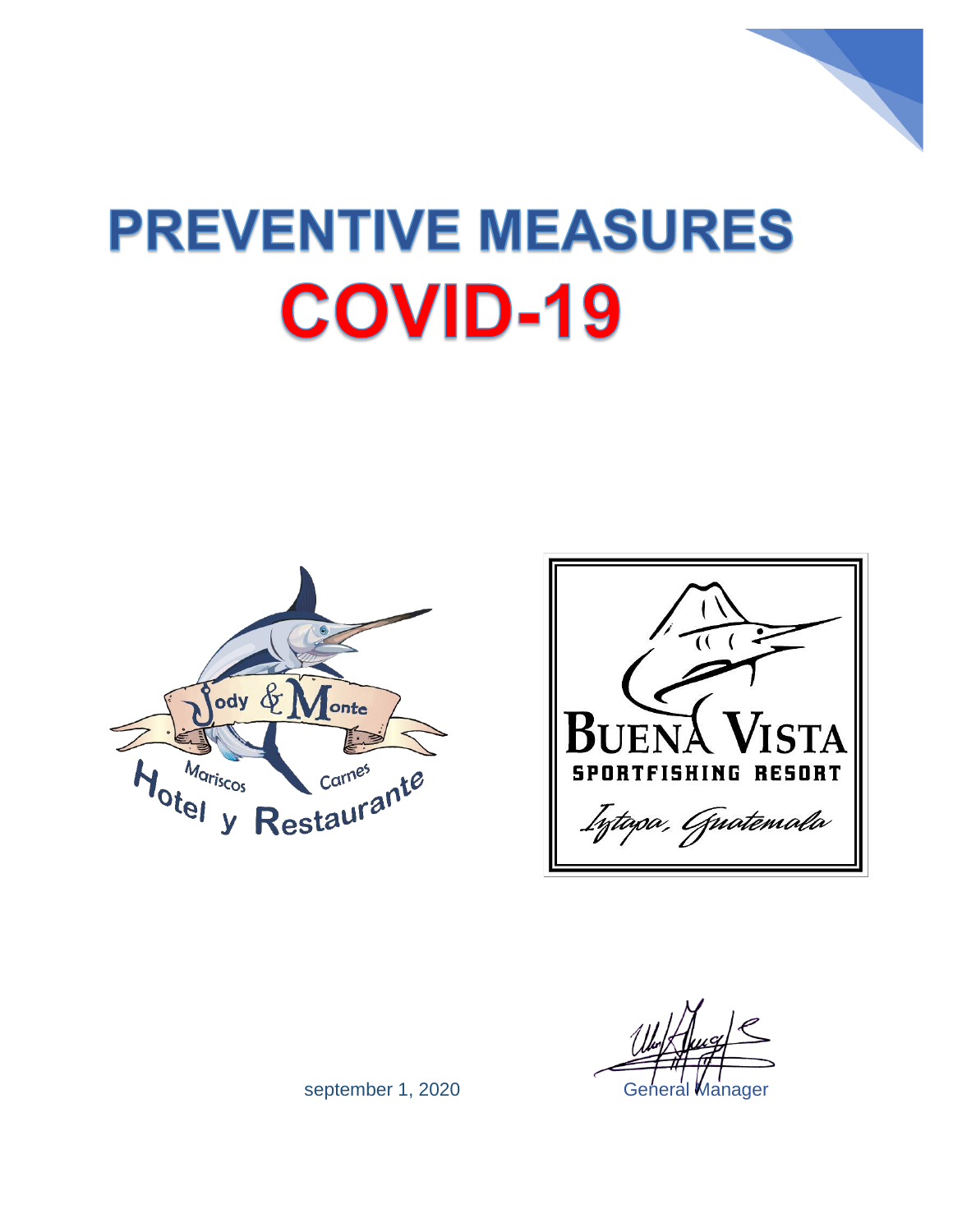# PREVENTIVE MEASURES
# COVID-19

september 1, 2020

General Manager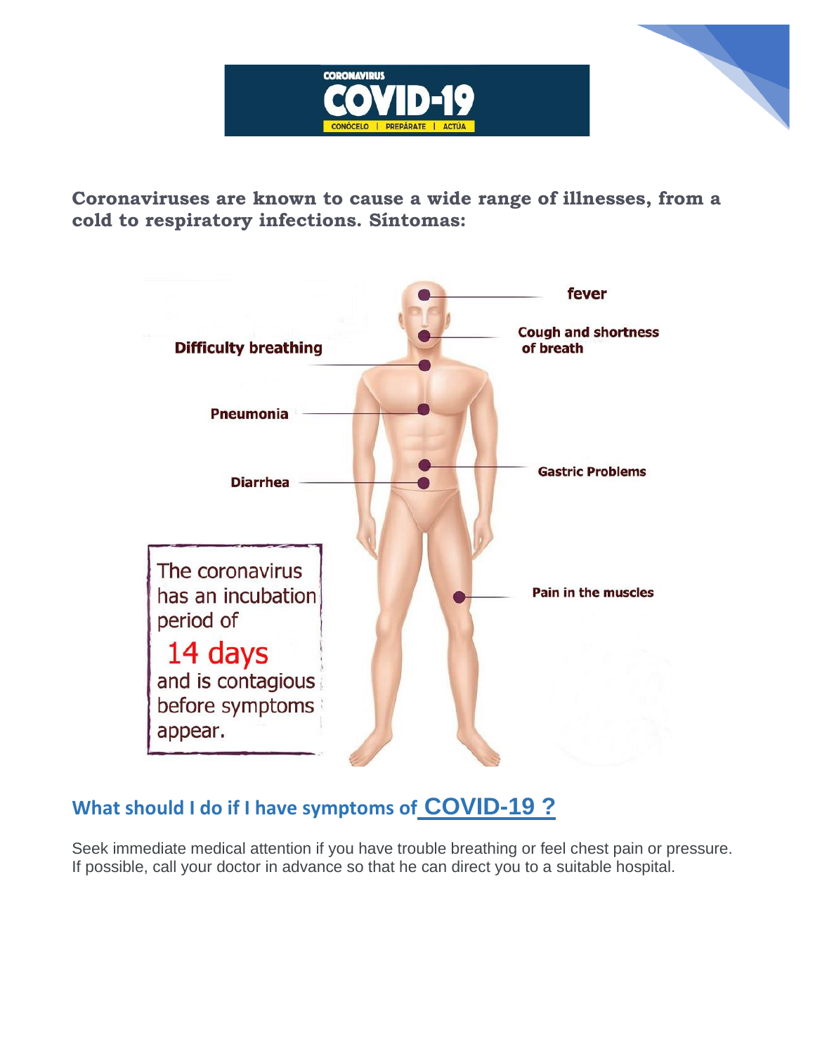CORONAVIRUS

# COVID-19

CONÓCELO | PREPÁRATE | ACTÚA

**Coronaviruses are known to cause a wide range of illnesses, from a cold to respiratory infections. Síntomas:**

- fever
- Cough and shortness of breath
- Difficulty breathing
- Pneumonia
- Gastric Problems
- Diarrhea
- Pain in the muscles

The coronavirus has an incubation period of **14 days** and is contagious before symptoms appear.

## What should I do if I have symptoms of COVID-19 ?

Seek immediate medical attention if you have trouble breathing or feel chest pain or pressure. If possible, call your doctor in advance so that he can direct you to a suitable hospital.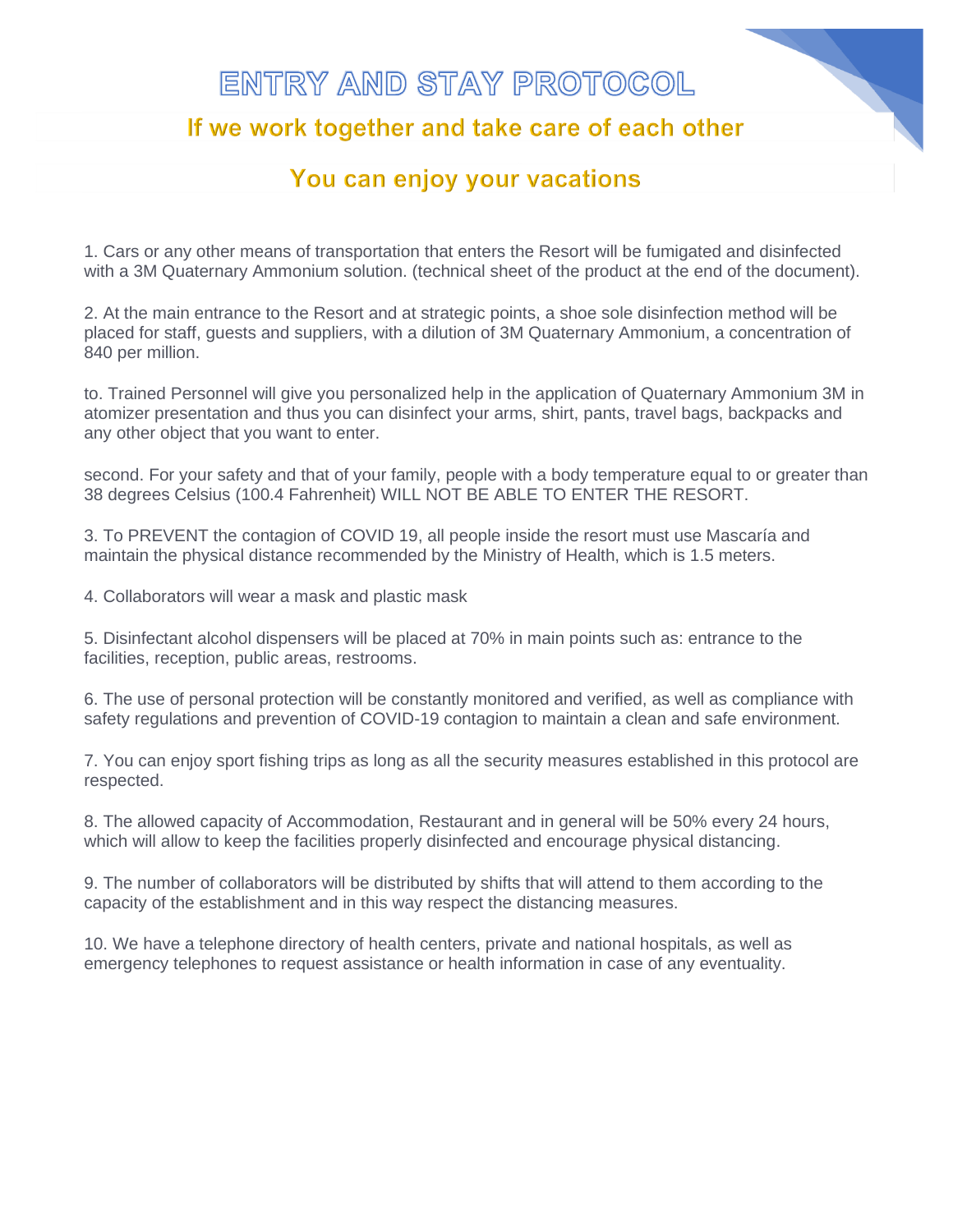# ENTRY AND STAY PROTOCOL

## If we work together and take care of each other

## You can enjoy your vacations

1. Cars or any other means of transportation that enters the Resort will be fumigated and disinfected with a 3M Quaternary Ammonium solution. (technical sheet of the product at the end of the document).

2. At the main entrance to the Resort and at strategic points, a shoe sole disinfection method will be placed for staff, guests and suppliers, with a dilution of 3M Quaternary Ammonium, a concentration of 840 per million.

to. Trained Personnel will give you personalized help in the application of Quaternary Ammonium 3M in atomizer presentation and thus you can disinfect your arms, shirt, pants, travel bags, backpacks and any other object that you want to enter.

second. For your safety and that of your family, people with a body temperature equal to or greater than 38 degrees Celsius (100.4 Fahrenheit) WILL NOT BE ABLE TO ENTER THE RESORT.

3. To PREVENT the contagion of COVID 19, all people inside the resort must use Mascaría and maintain the physical distance recommended by the Ministry of Health, which is 1.5 meters.

4. Collaborators will wear a mask and plastic mask

5. Disinfectant alcohol dispensers will be placed at 70% in main points such as: entrance to the facilities, reception, public areas, restrooms.

6. The use of personal protection will be constantly monitored and verified, as well as compliance with safety regulations and prevention of COVID-19 contagion to maintain a clean and safe environment.

7. You can enjoy sport fishing trips as long as all the security measures established in this protocol are respected.

8. The allowed capacity of Accommodation, Restaurant and in general will be 50% every 24 hours, which will allow to keep the facilities properly disinfected and encourage physical distancing.

9. The number of collaborators will be distributed by shifts that will attend to them according to the capacity of the establishment and in this way respect the distancing measures.

10. We have a telephone directory of health centers, private and national hospitals, as well as emergency telephones to request assistance or health information in case of any eventuality.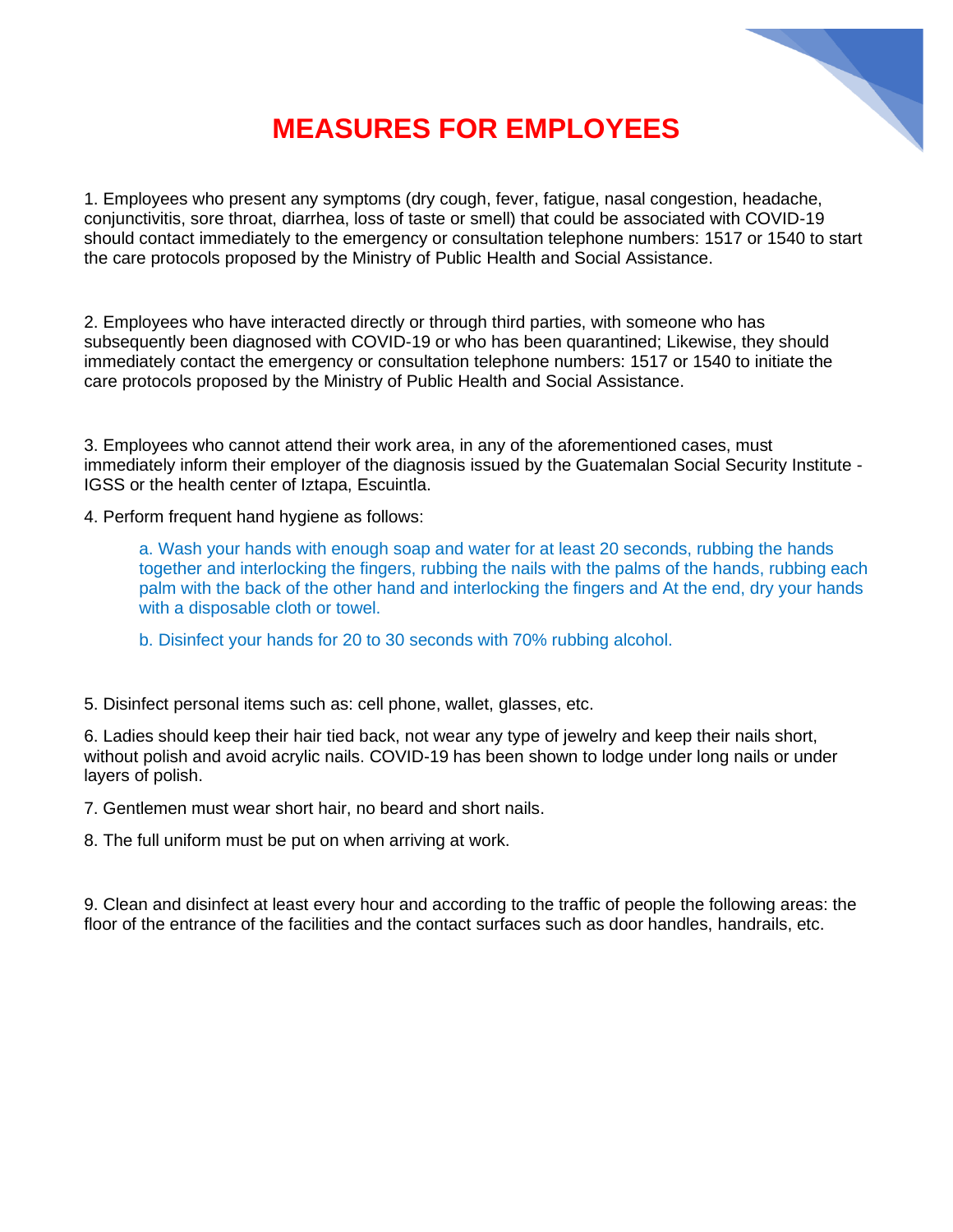# MEASURES FOR EMPLOYEES

1. Employees who present any symptoms (dry cough, fever, fatigue, nasal congestion, headache, conjunctivitis, sore throat, diarrhea, loss of taste or smell) that could be associated with COVID-19 should contact immediately to the emergency or consultation telephone numbers: 1517 or 1540 to start the care protocols proposed by the Ministry of Public Health and Social Assistance.

2. Employees who have interacted directly or through third parties, with someone who has subsequently been diagnosed with COVID-19 or who has been quarantined; Likewise, they should immediately contact the emergency or consultation telephone numbers: 1517 or 1540 to initiate the care protocols proposed by the Ministry of Public Health and Social Assistance.

3. Employees who cannot attend their work area, in any of the aforementioned cases, must immediately inform their employer of the diagnosis issued by the Guatemalan Social Security Institute - IGSS or the health center of Iztapa, Escuintla.

4. Perform frequent hand hygiene as follows:

   a. Wash your hands with enough soap and water for at least 20 seconds, rubbing the hands together and interlocking the fingers, rubbing the nails with the palms of the hands, rubbing each palm with the back of the other hand and interlocking the fingers and At the end, dry your hands with a disposable cloth or towel.

   b. Disinfect your hands for 20 to 30 seconds with 70% rubbing alcohol.

5. Disinfect personal items such as: cell phone, wallet, glasses, etc.

6. Ladies should keep their hair tied back, not wear any type of jewelry and keep their nails short, without polish and avoid acrylic nails. COVID-19 has been shown to lodge under long nails or under layers of polish.

7. Gentlemen must wear short hair, no beard and short nails.

8. The full uniform must be put on when arriving at work.

9. Clean and disinfect at least every hour and according to the traffic of people the following areas: the floor of the entrance of the facilities and the contact surfaces such as door handles, handrails, etc.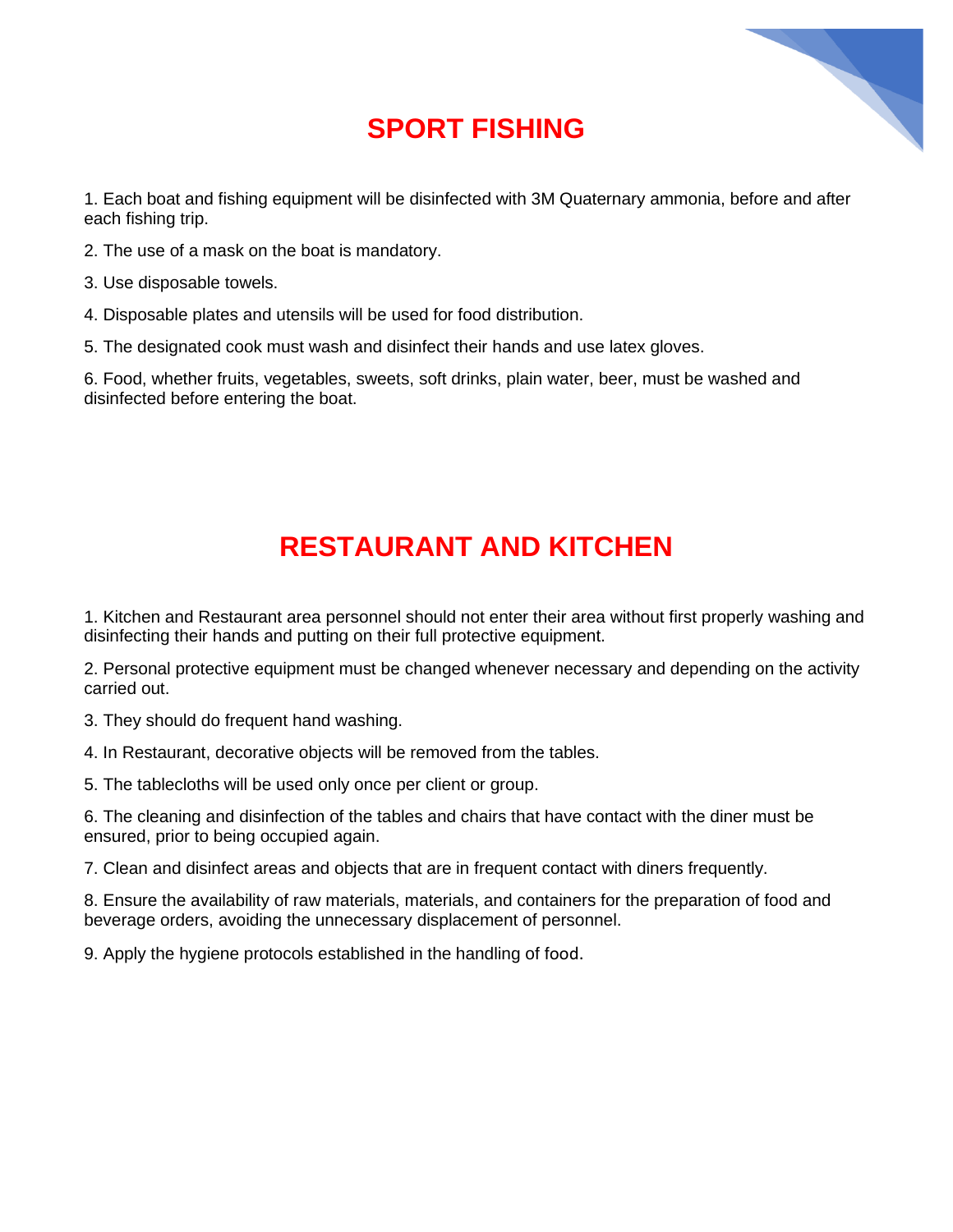# SPORT FISHING

1. Each boat and fishing equipment will be disinfected with 3M Quaternary ammonia, before and after each fishing trip.

2. The use of a mask on the boat is mandatory.

3. Use disposable towels.

4. Disposable plates and utensils will be used for food distribution.

5. The designated cook must wash and disinfect their hands and use latex gloves.

6. Food, whether fruits, vegetables, sweets, soft drinks, plain water, beer, must be washed and disinfected before entering the boat.

# RESTAURANT AND KITCHEN

1. Kitchen and Restaurant area personnel should not enter their area without first properly washing and disinfecting their hands and putting on their full protective equipment.

2. Personal protective equipment must be changed whenever necessary and depending on the activity carried out.

3. They should do frequent hand washing.

4. In Restaurant, decorative objects will be removed from the tables.

5. The tablecloths will be used only once per client or group.

6. The cleaning and disinfection of the tables and chairs that have contact with the diner must be ensured, prior to being occupied again.

7. Clean and disinfect areas and objects that are in frequent contact with diners frequently.

8. Ensure the availability of raw materials, materials, and containers for the preparation of food and beverage orders, avoiding the unnecessary displacement of personnel.

9. Apply the hygiene protocols established in the handling of food.